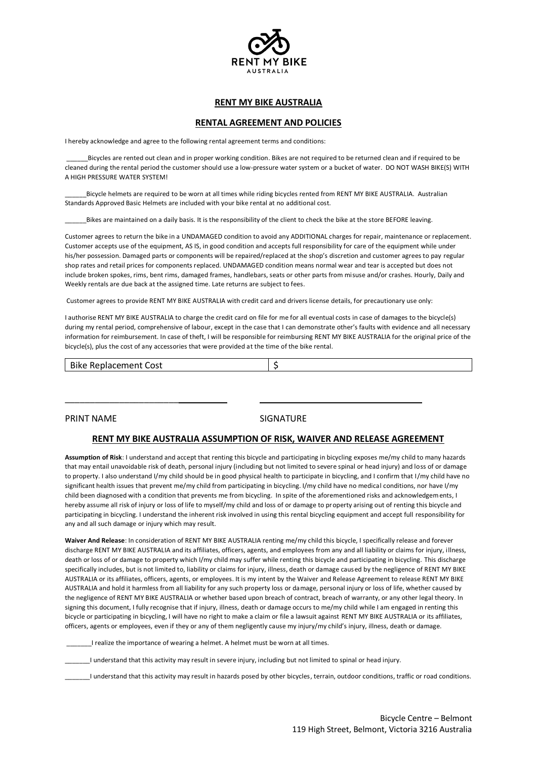RENT MY BIKE AUSTRALIA

## RENT MY BIKE AUSTRALIA

## RENTAL AGREEMENT AND POLICIES

I hereby acknowledge and agree to the following rental agreement terms and conditions:

______Bicycles are rented out clean and in proper working condition. Bikes are not required to be returned clean and if required to be cleaned during the rental period the customer should use a low-pressure water system or a bucket of water. DO NOT WASH BIKE(S) WITH A HIGH PRESSURE WATER SYSTEM!

______Bicycle helmets are required to be worn at all times while riding bicycles rented from RENT MY BIKE AUSTRALIA. Australian Standards Approved Basic Helmets are included with your bike rental at no additional cost.

______Bikes are maintained on a daily basis. It is the responsibility of the client to check the bike at the store BEFORE leaving.

Customer agrees to return the bike in a UNDAMAGED condition to avoid any ADDITIONAL charges for repair, maintenance or replacement. Customer accepts use of the equipment, AS IS, in good condition and accepts full responsibility for care of the equipment while under his/her possession. Damaged parts or components will be repaired/replaced at the shop's discretion and customer agrees to pay regular shop rates and retail prices for components replaced. UNDAMAGED condition means normal wear and tear is accepted but does not include broken spokes, rims, bent rims, damaged frames, handlebars, seats or other parts from misuse and/or crashes. Hourly, Daily and Weekly rentals are due back at the assigned time. Late returns are subject to fees.

Customer agrees to provide RENT MY BIKE AUSTRALIA with credit card and drivers license details, for precautionary use only:

I authorise RENT MY BIKE AUSTRALIA to charge the credit card on file for me for all eventual costs in case of damages to the bicycle(s) during my rental period, comprehensive of labour, except in the case that I can demonstrate other's faults with evidence and all necessary information for reimbursement. In case of theft, I will be responsible for reimbursing RENT MY BIKE AUSTRALIA for the original price of the bicycle(s), plus the cost of any accessories that were provided at the time of the bike rental.

| Bike Replacement Cost | $ |
|---|---|

________________________________ ________________________________

PRINT NAME SIGNATURE

## RENT MY BIKE AUSTRALIA ASSUMPTION OF RISK, WAIVER AND RELEASE AGREEMENT

**Assumption of Risk**: I understand and accept that renting this bicycle and participating in bicycling exposes me/my child to many hazards that may entail unavoidable risk of death, personal injury (including but not limited to severe spinal or head injury) and loss of or damage to property. I also understand I/my child should be in good physical health to participate in bicycling, and I confirm that I/my child have no significant health issues that prevent me/my child from participating in bicycling. I/my child have no medical conditions, nor have I/my child been diagnosed with a condition that prevents me from bicycling. In spite of the aforementioned risks and acknowledgements, I hereby assume all risk of injury or loss of life to myself/my child and loss of or damage to property arising out of renting this bicycle and participating in bicycling. I understand the inherent risk involved in using this rental bicycling equipment and accept full responsibility for any and all such damage or injury which may result.

**Waiver And Release**: In consideration of RENT MY BIKE AUSTRALIA renting me/my child this bicycle, I specifically release and forever discharge RENT MY BIKE AUSTRALIA and its affiliates, officers, agents, and employees from any and all liability or claims for injury, illness, death or loss of or damage to property which I/my child may suffer while renting this bicycle and participating in bicycling. This discharge specifically includes, but is not limited to, liability or claims for injury, illness, death or damage caused by the negligence of RENT MY BIKE AUSTRALIA or its affiliates, officers, agents, or employees. It is my intent by the Waiver and Release Agreement to release RENT MY BIKE AUSTRALIA and hold it harmless from all liability for any such property loss or damage, personal injury or loss of life, whether caused by the negligence of RENT MY BIKE AUSTRALIA or whether based upon breach of contract, breach of warranty, or any other legal theory. In signing this document, I fully recognise that if injury, illness, death or damage occurs to me/my child while I am engaged in renting this bicycle or participating in bicycling, I will have no right to make a claim or file a lawsuit against RENT MY BIKE AUSTRALIA or its affiliates, officers, agents or employees, even if they or any of them negligently cause my injury/my child's injury, illness, death or damage.

_______I realize the importance of wearing a helmet. A helmet must be worn at all times.

_______I understand that this activity may result in severe injury, including but not limited to spinal or head injury.

_______I understand that this activity may result in hazards posed by other bicycles, terrain, outdoor conditions, traffic or road conditions.

Bicycle Centre – Belmont
119 High Street, Belmont, Victoria 3216 Australia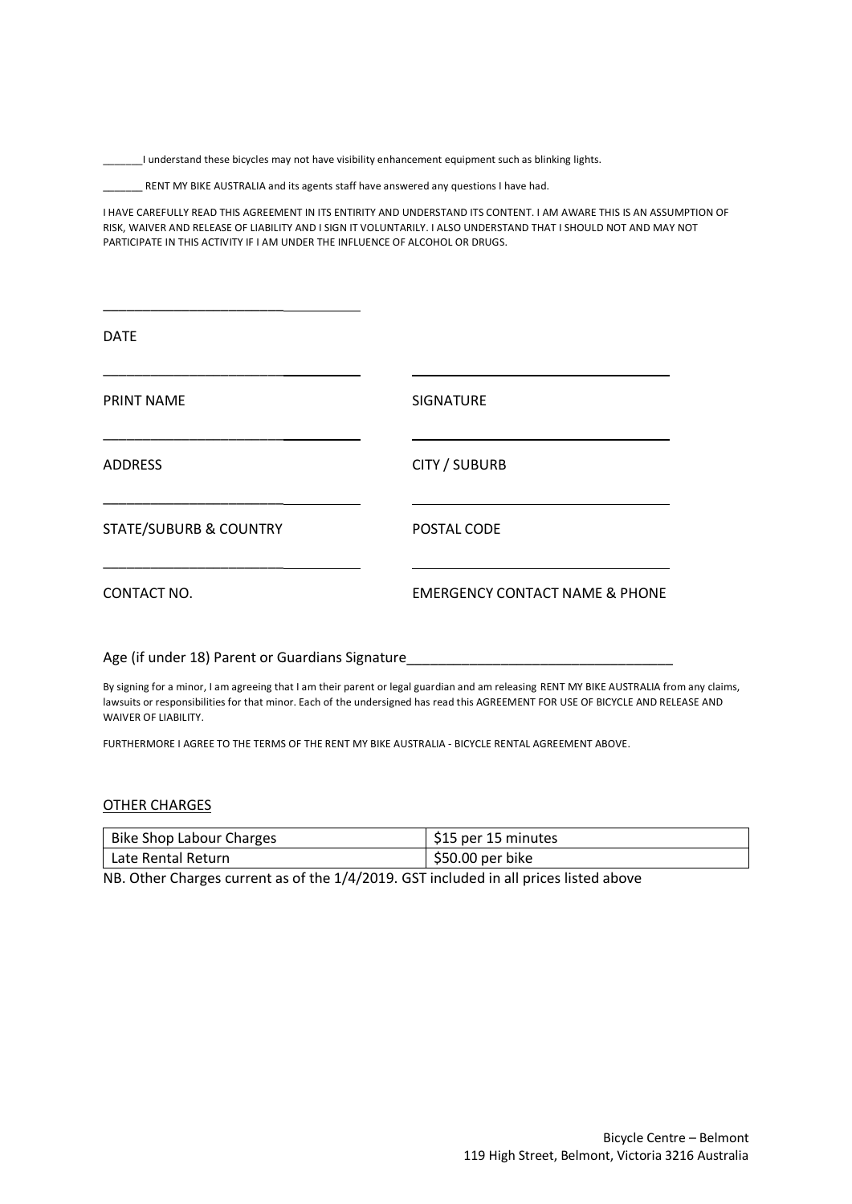_______I understand these bicycles may not have visibility enhancement equipment such as blinking lights.

_______ RENT MY BIKE AUSTRALIA and its agents staff have answered any questions I have had.

I HAVE CAREFULLY READ THIS AGREEMENT IN ITS ENTIRITY AND UNDERSTAND ITS CONTENT. I AM AWARE THIS IS AN ASSUMPTION OF RISK, WAIVER AND RELEASE OF LIABILITY AND I SIGN IT VOLUNTARILY. I ALSO UNDERSTAND THAT I SHOULD NOT AND MAY NOT PARTICIPATE IN THIS ACTIVITY IF I AM UNDER THE INFLUENCE OF ALCOHOL OR DRUGS.

________________________________

DATE

________________________________ ________________________________

PRINT NAME SIGNATURE

________________________________ ________________________________

ADDRESS CITY / SUBURB

________________________________ ________________________________

STATE/SUBURB & COUNTRY POSTAL CODE

________________________________ ________________________________

CONTACT NO. EMERGENCY CONTACT NAME & PHONE

Age (if under 18) Parent or Guardians Signature__________________________________

By signing for a minor, I am agreeing that I am their parent or legal guardian and am releasing RENT MY BIKE AUSTRALIA from any claims, lawsuits or responsibilities for that minor. Each of the undersigned has read this AGREEMENT FOR USE OF BICYCLE AND RELEASE AND WAIVER OF LIABILITY.

FURTHERMORE I AGREE TO THE TERMS OF THE RENT MY BIKE AUSTRALIA - BICYCLE RENTAL AGREEMENT ABOVE.

<u>OTHER CHARGES</u>

| Bike Shop Labour Charges | $15 per 15 minutes |
|---|---|
| Late Rental Return | $50.00 per bike |

NB. Other Charges current as of the 1/4/2019. GST included in all prices listed above

Bicycle Centre – Belmont
119 High Street, Belmont, Victoria 3216 Australia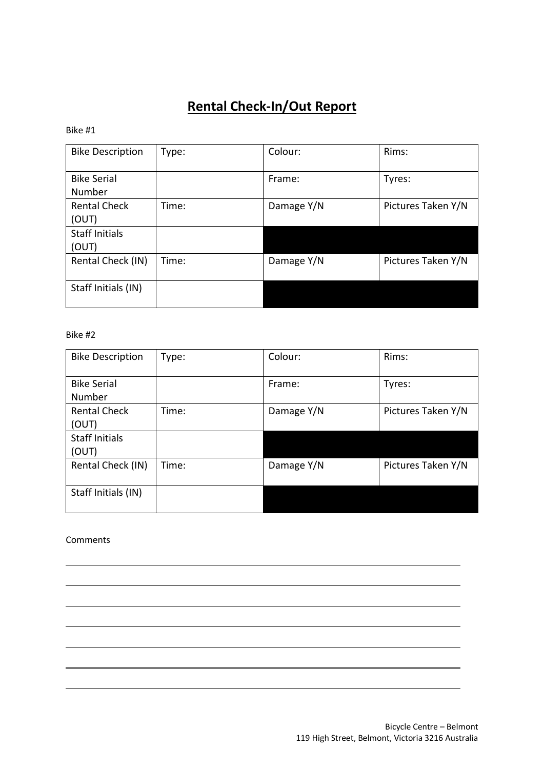# **Rental Check-In/Out Report**

Bike #1

| | | | |
|---|---|---|---|
| Bike Description | Type: | Colour: | Rims: |
| Bike Serial Number | | Frame: | Tyres: |
| Rental Check (OUT) | Time: | Damage Y/N | Pictures Taken Y/N |
| Staff Initials (OUT) | | | |
| Rental Check (IN) | Time: | Damage Y/N | Pictures Taken Y/N |
| Staff Initials (IN) | | | |

Bike #2

| | | | |
|---|---|---|---|
| Bike Description | Type: | Colour: | Rims: |
| Bike Serial Number | | Frame: | Tyres: |
| Rental Check (OUT) | Time: | Damage Y/N | Pictures Taken Y/N |
| Staff Initials (OUT) | | | |
| Rental Check (IN) | Time: | Damage Y/N | Pictures Taken Y/N |
| Staff Initials (IN) | | | |

Comments

_______________________________________________

_______________________________________________

_______________________________________________

_______________________________________________

_______________________________________________

_______________________________________________

_______________________________________________

Bicycle Centre – Belmont
119 High Street, Belmont, Victoria 3216 Australia